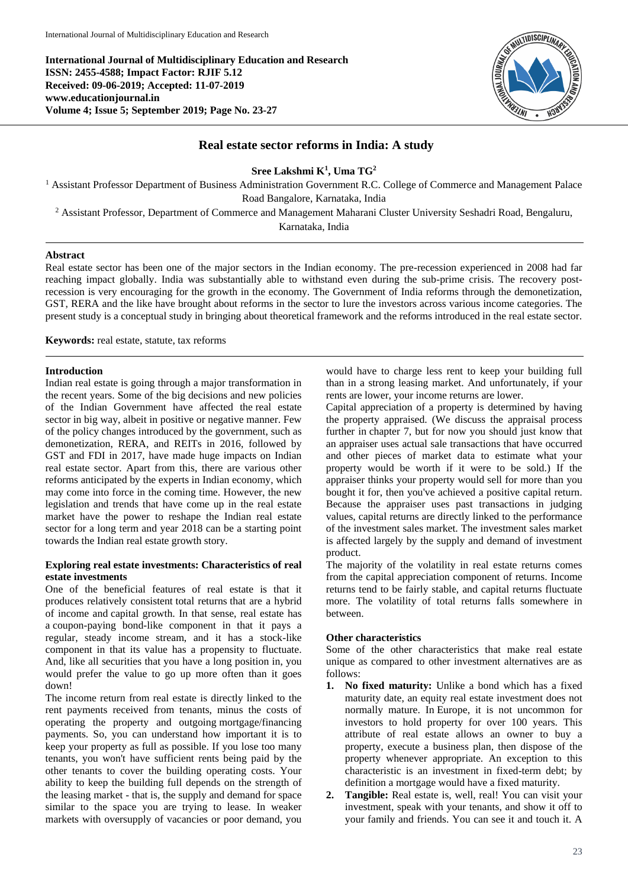**International Journal of Multidisciplinary Education and Research**
**ISSN: 2455-4588; Impact Factor: RJIF 5.12**
**Received: 09-06-2019; Accepted: 11-07-2019**
**www.educationjournal.in**
**Volume 4; Issue 5; September 2019; Page No. 23-27**

# Real estate sector reforms in India: A study

**Sree Lakshmi K[1], Uma TG[2]**

[1] Assistant Professor Department of Business Administration Government R.C. College of Commerce and Management Palace Road Bangalore, Karnataka, India

[2] Assistant Professor, Department of Commerce and Management Maharani Cluster University Seshadri Road, Bengaluru, Karnataka, India

## Abstract

Real estate sector has been one of the major sectors in the Indian economy. The pre-recession experienced in 2008 had far reaching impact globally. India was substantially able to withstand even during the sub-prime crisis. The recovery post-recession is very encouraging for the growth in the economy. The Government of India reforms through the demonetization, GST, RERA and the like have brought about reforms in the sector to lure the investors across various income categories. The present study is a conceptual study in bringing about theoretical framework and the reforms introduced in the real estate sector.

**Keywords:** real estate, statute, tax reforms

## Introduction

Indian real estate is going through a major transformation in the recent years. Some of the big decisions and new policies of the Indian Government have affected the real estate sector in big way, albeit in positive or negative manner. Few of the policy changes introduced by the government, such as demonetization, RERA, and REITs in 2016, followed by GST and FDI in 2017, have made huge impacts on Indian real estate sector. Apart from this, there are various other reforms anticipated by the experts in Indian economy, which may come into force in the coming time. However, the new legislation and trends that have come up in the real estate market have the power to reshape the Indian real estate sector for a long term and year 2018 can be a starting point towards the Indian real estate growth story.

### Exploring real estate investments: Characteristics of real estate investments

One of the beneficial features of real estate is that it produces relatively consistent total returns that are a hybrid of income and capital growth. In that sense, real estate has a coupon-paying bond-like component in that it pays a regular, steady income stream, and it has a stock-like component in that its value has a propensity to fluctuate. And, like all securities that you have a long position in, you would prefer the value to go up more often than it goes down!

The income return from real estate is directly linked to the rent payments received from tenants, minus the costs of operating the property and outgoing mortgage/financing payments. So, you can understand how important it is to keep your property as full as possible. If you lose too many tenants, you won't have sufficient rents being paid by the other tenants to cover the building operating costs. Your ability to keep the building full depends on the strength of the leasing market - that is, the supply and demand for space similar to the space you are trying to lease. In weaker markets with oversupply of vacancies or poor demand, you would have to charge less rent to keep your building full than in a strong leasing market. And unfortunately, if your rents are lower, your income returns are lower.

Capital appreciation of a property is determined by having the property appraised. (We discuss the appraisal process further in chapter 7, but for now you should just know that an appraiser uses actual sale transactions that have occurred and other pieces of market data to estimate what your property would be worth if it were to be sold.) If the appraiser thinks your property would sell for more than you bought it for, then you've achieved a positive capital return. Because the appraiser uses past transactions in judging values, capital returns are directly linked to the performance of the investment sales market. The investment sales market is affected largely by the supply and demand of investment product.

The majority of the volatility in real estate returns comes from the capital appreciation component of returns. Income returns tend to be fairly stable, and capital returns fluctuate more. The volatility of total returns falls somewhere in between.

### Other characteristics

Some of the other characteristics that make real estate unique as compared to other investment alternatives are as follows:

1. **No fixed maturity:** Unlike a bond which has a fixed maturity date, an equity real estate investment does not normally mature. In Europe, it is not uncommon for investors to hold property for over 100 years. This attribute of real estate allows an owner to buy a property, execute a business plan, then dispose of the property whenever appropriate. An exception to this characteristic is an investment in fixed-term debt; by definition a mortgage would have a fixed maturity.
2. **Tangible:** Real estate is, well, real! You can visit your investment, speak with your tenants, and show it off to your family and friends. You can see it and touch it. A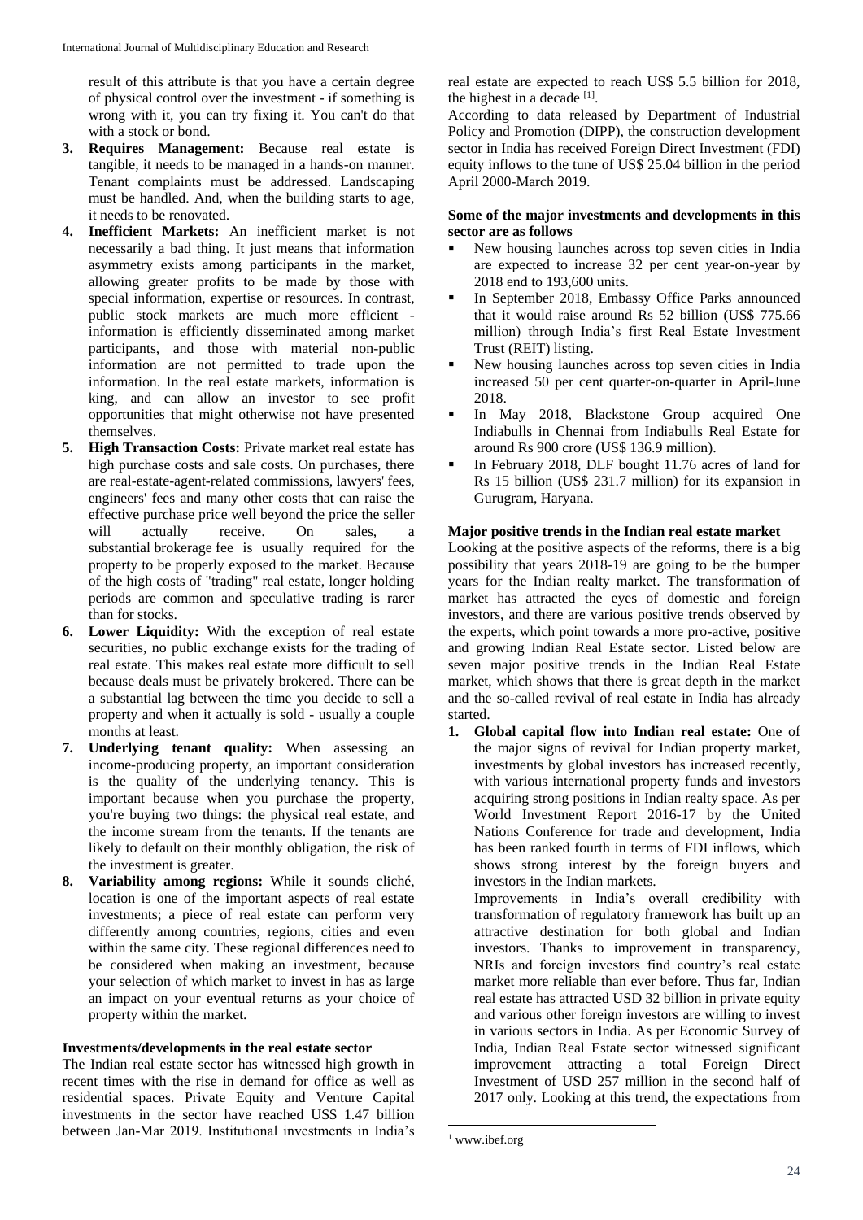result of this attribute is that you have a certain degree of physical control over the investment - if something is wrong with it, you can try fixing it. You can't do that with a stock or bond.

3. **Requires Management:** Because real estate is tangible, it needs to be managed in a hands-on manner. Tenant complaints must be addressed. Landscaping must be handled. And, when the building starts to age, it needs to be renovated.
4. **Inefficient Markets:** An inefficient market is not necessarily a bad thing. It just means that information asymmetry exists among participants in the market, allowing greater profits to be made by those with special information, expertise or resources. In contrast, public stock markets are much more efficient - information is efficiently disseminated among market participants, and those with material non-public information are not permitted to trade upon the information. In the real estate markets, information is king, and can allow an investor to see profit opportunities that might otherwise not have presented themselves.
5. **High Transaction Costs:** Private market real estate has high purchase costs and sale costs. On purchases, there are real-estate-agent-related commissions, lawyers' fees, engineers' fees and many other costs that can raise the effective purchase price well beyond the price the seller will actually receive. On sales, a substantial brokerage fee is usually required for the property to be properly exposed to the market. Because of the high costs of "trading" real estate, longer holding periods are common and speculative trading is rarer than for stocks.
6. **Lower Liquidity:** With the exception of real estate securities, no public exchange exists for the trading of real estate. This makes real estate more difficult to sell because deals must be privately brokered. There can be a substantial lag between the time you decide to sell a property and when it actually is sold - usually a couple months at least.
7. **Underlying tenant quality:** When assessing an income-producing property, an important consideration is the quality of the underlying tenancy. This is important because when you purchase the property, you're buying two things: the physical real estate, and the income stream from the tenants. If the tenants are likely to default on their monthly obligation, the risk of the investment is greater.
8. **Variability among regions:** While it sounds cliché, location is one of the important aspects of real estate investments; a piece of real estate can perform very differently among countries, regions, cities and even within the same city. These regional differences need to be considered when making an investment, because your selection of which market to invest in has as large an impact on your eventual returns as your choice of property within the market.

**Investments/developments in the real estate sector**

The Indian real estate sector has witnessed high growth in recent times with the rise in demand for office as well as residential spaces. Private Equity and Venture Capital investments in the sector have reached US$ 1.47 billion between Jan-Mar 2019. Institutional investments in India's real estate are expected to reach US$ 5.5 billion for 2018, the highest in a decade [1].

According to data released by Department of Industrial Policy and Promotion (DIPP), the construction development sector in India has received Foreign Direct Investment (FDI) equity inflows to the tune of US$ 25.04 billion in the period April 2000-March 2019.

**Some of the major investments and developments in this sector are as follows**

- New housing launches across top seven cities in India are expected to increase 32 per cent year-on-year by 2018 end to 193,600 units.
- In September 2018, Embassy Office Parks announced that it would raise around Rs 52 billion (US$ 775.66 million) through India's first Real Estate Investment Trust (REIT) listing.
- New housing launches across top seven cities in India increased 50 per cent quarter-on-quarter in April-June 2018.
- In May 2018, Blackstone Group acquired One Indiabulls in Chennai from Indiabulls Real Estate for around Rs 900 crore (US$ 136.9 million).
- In February 2018, DLF bought 11.76 acres of land for Rs 15 billion (US$ 231.7 million) for its expansion in Gurugram, Haryana.

**Major positive trends in the Indian real estate market**

Looking at the positive aspects of the reforms, there is a big possibility that years 2018-19 are going to be the bumper years for the Indian realty market. The transformation of market has attracted the eyes of domestic and foreign investors, and there are various positive trends observed by the experts, which point towards a more pro-active, positive and growing Indian Real Estate sector. Listed below are seven major positive trends in the Indian Real Estate market, which shows that there is great depth in the market and the so-called revival of real estate in India has already started.

1. **Global capital flow into Indian real estate:** One of the major signs of revival for Indian property market, investments by global investors has increased recently, with various international property funds and investors acquiring strong positions in Indian realty space. As per World Investment Report 2016-17 by the United Nations Conference for trade and development, India has been ranked fourth in terms of FDI inflows, which shows strong interest by the foreign buyers and investors in the Indian markets.

   Improvements in India's overall credibility with transformation of regulatory framework has built up an attractive destination for both global and Indian investors. Thanks to improvement in transparency, NRIs and foreign investors find country's real estate market more reliable than ever before. Thus far, Indian real estate has attracted USD 32 billion in private equity and various other foreign investors are willing to invest in various sectors in India. As per Economic Survey of India, Indian Real Estate sector witnessed significant improvement attracting a total Foreign Direct Investment of USD 257 million in the second half of 2017 only. Looking at this trend, the expectations from

[1] www.ibef.org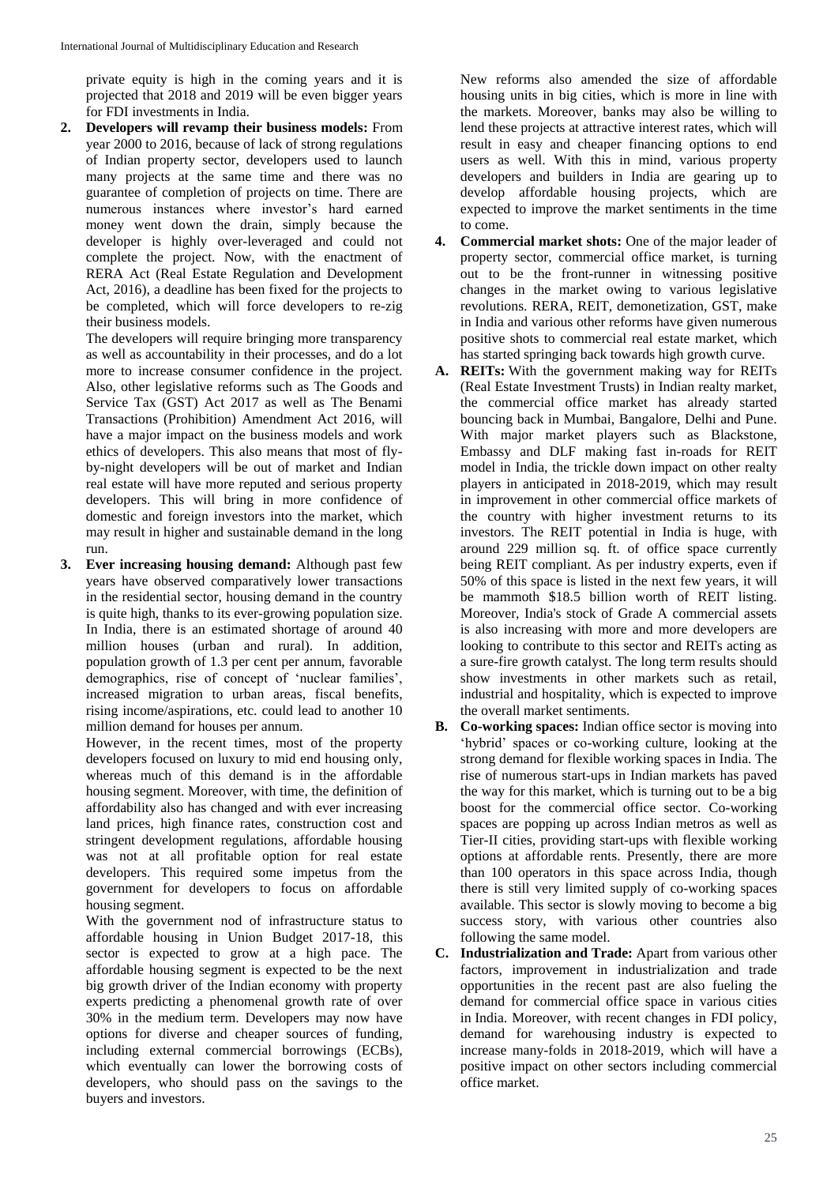private equity is high in the coming years and it is projected that 2018 and 2019 will be even bigger years for FDI investments in India.

2. **Developers will revamp their business models:** From year 2000 to 2016, because of lack of strong regulations of Indian property sector, developers used to launch many projects at the same time and there was no guarantee of completion of projects on time. There are numerous instances where investor's hard earned money went down the drain, simply because the developer is highly over-leveraged and could not complete the project. Now, with the enactment of RERA Act (Real Estate Regulation and Development Act, 2016), a deadline has been fixed for the projects to be completed, which will force developers to re-zig their business models.

   The developers will require bringing more transparency as well as accountability in their processes, and do a lot more to increase consumer confidence in the project. Also, other legislative reforms such as The Goods and Service Tax (GST) Act 2017 as well as The Benami Transactions (Prohibition) Amendment Act 2016, will have a major impact on the business models and work ethics of developers. This also means that most of fly-by-night developers will be out of market and Indian real estate will have more reputed and serious property developers. This will bring in more confidence of domestic and foreign investors into the market, which may result in higher and sustainable demand in the long run.

3. **Ever increasing housing demand:** Although past few years have observed comparatively lower transactions in the residential sector, housing demand in the country is quite high, thanks to its ever-growing population size. In India, there is an estimated shortage of around 40 million houses (urban and rural). In addition, population growth of 1.3 per cent per annum, favorable demographics, rise of concept of 'nuclear families', increased migration to urban areas, fiscal benefits, rising income/aspirations, etc. could lead to another 10 million demand for houses per annum.

   However, in the recent times, most of the property developers focused on luxury to mid end housing only, whereas much of this demand is in the affordable housing segment. Moreover, with time, the definition of affordability also has changed and with ever increasing land prices, high finance rates, construction cost and stringent development regulations, affordable housing was not at all profitable option for real estate developers. This required some impetus from the government for developers to focus on affordable housing segment.

   With the government nod of infrastructure status to affordable housing in Union Budget 2017-18, this sector is expected to grow at a high pace. The affordable housing segment is expected to be the next big growth driver of the Indian economy with property experts predicting a phenomenal growth rate of over 30% in the medium term. Developers may now have options for diverse and cheaper sources of funding, including external commercial borrowings (ECBs), which eventually can lower the borrowing costs of developers, who should pass on the savings to the buyers and investors.

   New reforms also amended the size of affordable housing units in big cities, which is more in line with the markets. Moreover, banks may also be willing to lend these projects at attractive interest rates, which will result in easy and cheaper financing options to end users as well. With this in mind, various property developers and builders in India are gearing up to develop affordable housing projects, which are expected to improve the market sentiments in the time to come.

4. **Commercial market shots:** One of the major leader of property sector, commercial office market, is turning out to be the front-runner in witnessing positive changes in the market owing to various legislative revolutions. RERA, REIT, demonetization, GST, make in India and various other reforms have given numerous positive shots to commercial real estate market, which has started springing back towards high growth curve.

A. **REITs:** With the government making way for REITs (Real Estate Investment Trusts) in Indian realty market, the commercial office market has already started bouncing back in Mumbai, Bangalore, Delhi and Pune. With major market players such as Blackstone, Embassy and DLF making fast in-roads for REIT model in India, the trickle down impact on other realty players in anticipated in 2018-2019, which may result in improvement in other commercial office markets of the country with higher investment returns to its investors. The REIT potential in India is huge, with around 229 million sq. ft. of office space currently being REIT compliant. As per industry experts, even if 50% of this space is listed in the next few years, it will be mammoth $18.5 billion worth of REIT listing. Moreover, India's stock of Grade A commercial assets is also increasing with more and more developers are looking to contribute to this sector and REITs acting as a sure-fire growth catalyst. The long term results should show investments in other markets such as retail, industrial and hospitality, which is expected to improve the overall market sentiments.

B. **Co-working spaces:** Indian office sector is moving into 'hybrid' spaces or co-working culture, looking at the strong demand for flexible working spaces in India. The rise of numerous start-ups in Indian markets has paved the way for this market, which is turning out to be a big boost for the commercial office sector. Co-working spaces are popping up across Indian metros as well as Tier-II cities, providing start-ups with flexible working options at affordable rents. Presently, there are more than 100 operators in this space across India, though there is still very limited supply of co-working spaces available. This sector is slowly moving to become a big success story, with various other countries also following the same model.

C. **Industrialization and Trade:** Apart from various other factors, improvement in industrialization and trade opportunities in the recent past are also fueling the demand for commercial office space in various cities in India. Moreover, with recent changes in FDI policy, demand for warehousing industry is expected to increase many-folds in 2018-2019, which will have a positive impact on other sectors including commercial office market.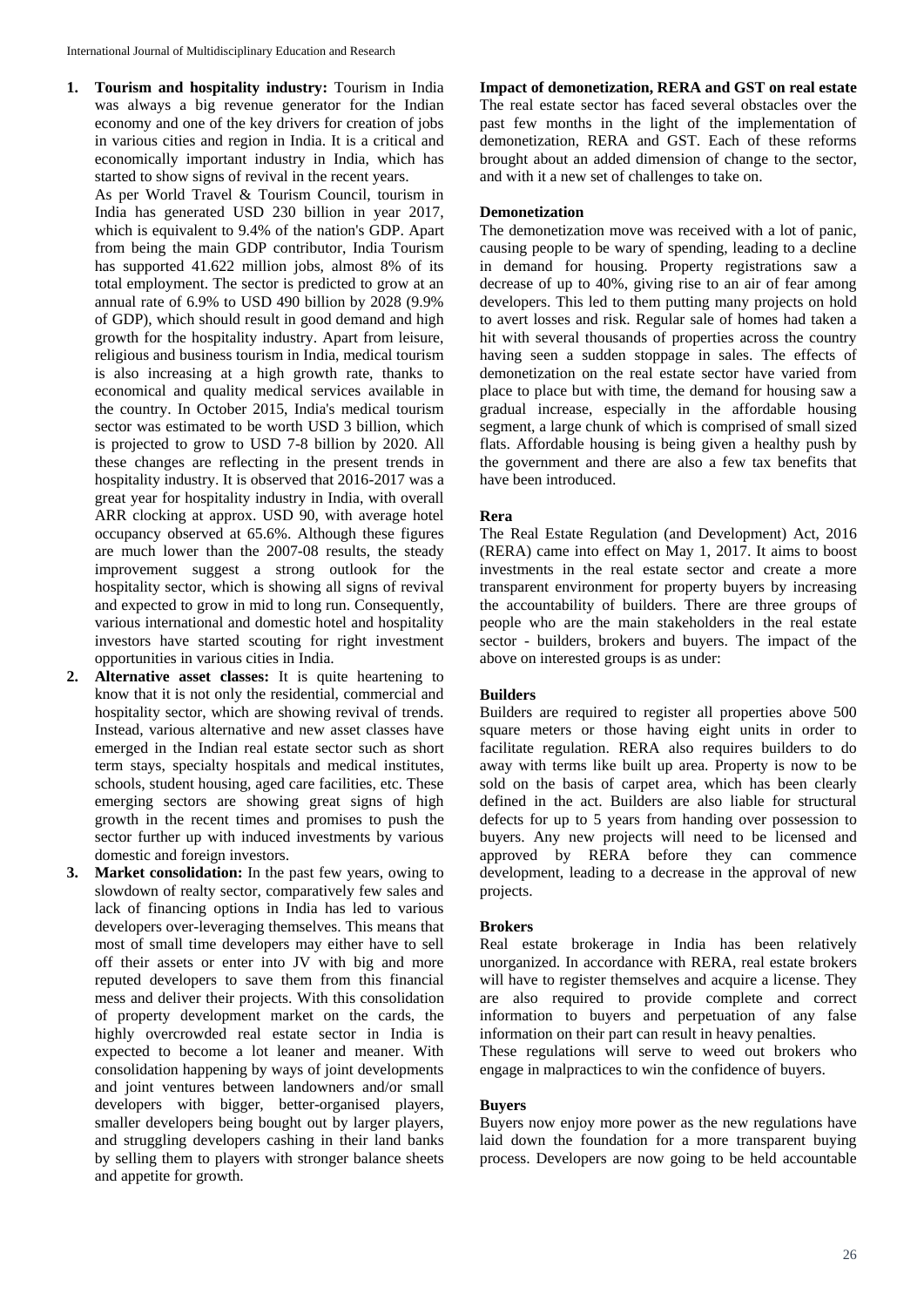1. **Tourism and hospitality industry:** Tourism in India was always a big revenue generator for the Indian economy and one of the key drivers for creation of jobs in various cities and region in India. It is a critical and economically important industry in India, which has started to show signs of revival in the recent years.
   As per World Travel & Tourism Council, tourism in India has generated USD 230 billion in year 2017, which is equivalent to 9.4% of the nation's GDP. Apart from being the main GDP contributor, India Tourism has supported 41.622 million jobs, almost 8% of its total employment. The sector is predicted to grow at an annual rate of 6.9% to USD 490 billion by 2028 (9.9% of GDP), which should result in good demand and high growth for the hospitality industry. Apart from leisure, religious and business tourism in India, medical tourism is also increasing at a high growth rate, thanks to economical and quality medical services available in the country. In October 2015, India's medical tourism sector was estimated to be worth USD 3 billion, which is projected to grow to USD 7-8 billion by 2020. All these changes are reflecting in the present trends in hospitality industry. It is observed that 2016-2017 was a great year for hospitality industry in India, with overall ARR clocking at approx. USD 90, with average hotel occupancy observed at 65.6%. Although these figures are much lower than the 2007-08 results, the steady improvement suggest a strong outlook for the hospitality sector, which is showing all signs of revival and expected to grow in mid to long run. Consequently, various international and domestic hotel and hospitality investors have started scouting for right investment opportunities in various cities in India.
2. **Alternative asset classes:** It is quite heartening to know that it is not only the residential, commercial and hospitality sector, which are showing revival of trends. Instead, various alternative and new asset classes have emerged in the Indian real estate sector such as short term stays, specialty hospitals and medical institutes, schools, student housing, aged care facilities, etc. These emerging sectors are showing great signs of high growth in the recent times and promises to push the sector further up with induced investments by various domestic and foreign investors.
3. **Market consolidation:** In the past few years, owing to slowdown of realty sector, comparatively few sales and lack of financing options in India has led to various developers over-leveraging themselves. This means that most of small time developers may either have to sell off their assets or enter into JV with big and more reputed developers to save them from this financial mess and deliver their projects. With this consolidation of property development market on the cards, the highly overcrowded real estate sector in India is expected to become a lot leaner and meaner. With consolidation happening by ways of joint developments and joint ventures between landowners and/or small developers with bigger, better-organised players, smaller developers being bought out by larger players, and struggling developers cashing in their land banks by selling them to players with stronger balance sheets and appetite for growth.

**Impact of demonetization, RERA and GST on real estate**

The real estate sector has faced several obstacles over the past few months in the light of the implementation of demonetization, RERA and GST. Each of these reforms brought about an added dimension of change to the sector, and with it a new set of challenges to take on.

**Demonetization**

The demonetization move was received with a lot of panic, causing people to be wary of spending, leading to a decline in demand for housing. Property registrations saw a decrease of up to 40%, giving rise to an air of fear among developers. This led to them putting many projects on hold to avert losses and risk. Regular sale of homes had taken a hit with several thousands of properties across the country having seen a sudden stoppage in sales. The effects of demonetization on the real estate sector have varied from place to place but with time, the demand for housing saw a gradual increase, especially in the affordable housing segment, a large chunk of which is comprised of small sized flats. Affordable housing is being given a healthy push by the government and there are also a few tax benefits that have been introduced.

**Rera**

The Real Estate Regulation (and Development) Act, 2016 (RERA) came into effect on May 1, 2017. It aims to boost investments in the real estate sector and create a more transparent environment for property buyers by increasing the accountability of builders. There are three groups of people who are the main stakeholders in the real estate sector - builders, brokers and buyers. The impact of the above on interested groups is as under:

**Builders**

Builders are required to register all properties above 500 square meters or those having eight units in order to facilitate regulation. RERA also requires builders to do away with terms like built up area. Property is now to be sold on the basis of carpet area, which has been clearly defined in the act. Builders are also liable for structural defects for up to 5 years from handing over possession to buyers. Any new projects will need to be licensed and approved by RERA before they can commence development, leading to a decrease in the approval of new projects.

**Brokers**

Real estate brokerage in India has been relatively unorganized. In accordance with RERA, real estate brokers will have to register themselves and acquire a license. They are also required to provide complete and correct information to buyers and perpetuation of any false information on their part can result in heavy penalties.

These regulations will serve to weed out brokers who engage in malpractices to win the confidence of buyers.

**Buyers**

Buyers now enjoy more power as the new regulations have laid down the foundation for a more transparent buying process. Developers are now going to be held accountable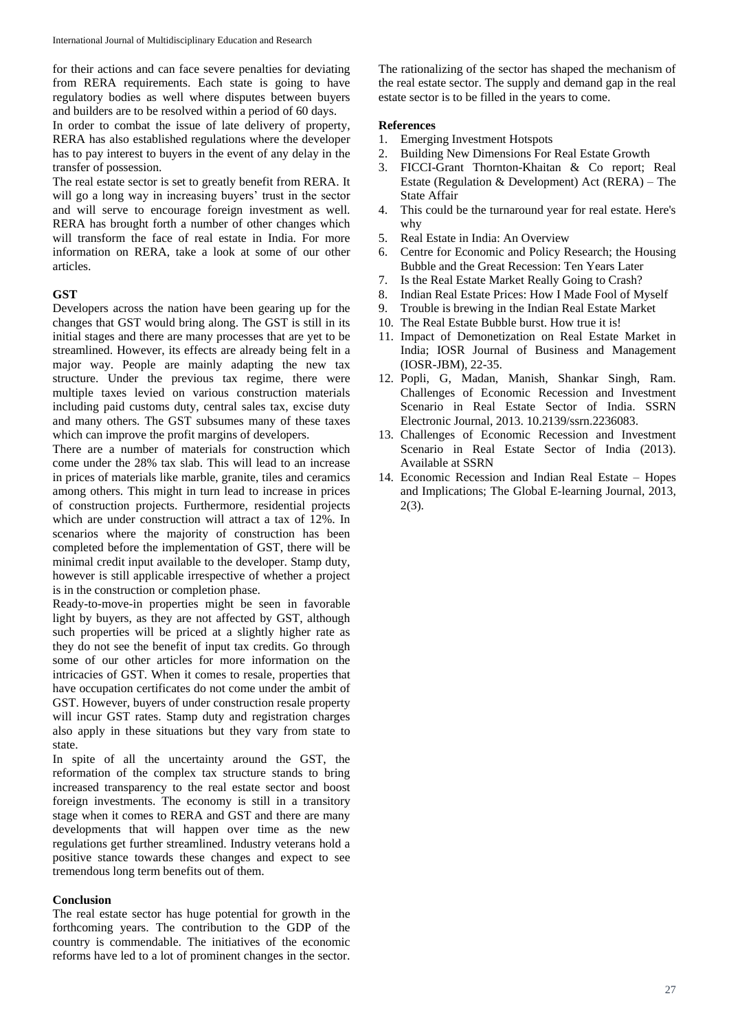for their actions and can face severe penalties for deviating from RERA requirements. Each state is going to have regulatory bodies as well where disputes between buyers and builders are to be resolved within a period of 60 days.

In order to combat the issue of late delivery of property, RERA has also established regulations where the developer has to pay interest to buyers in the event of any delay in the transfer of possession.

The real estate sector is set to greatly benefit from RERA. It will go a long way in increasing buyers' trust in the sector and will serve to encourage foreign investment as well. RERA has brought forth a number of other changes which will transform the face of real estate in India. For more information on RERA, take a look at some of our other articles.

## GST

Developers across the nation have been gearing up for the changes that GST would bring along. The GST is still in its initial stages and there are many processes that are yet to be streamlined. However, its effects are already being felt in a major way. People are mainly adapting the new tax structure. Under the previous tax regime, there were multiple taxes levied on various construction materials including paid customs duty, central sales tax, excise duty and many others. The GST subsumes many of these taxes which can improve the profit margins of developers.

There are a number of materials for construction which come under the 28% tax slab. This will lead to an increase in prices of materials like marble, granite, tiles and ceramics among others. This might in turn lead to increase in prices of construction projects. Furthermore, residential projects which are under construction will attract a tax of 12%. In scenarios where the majority of construction has been completed before the implementation of GST, there will be minimal credit input available to the developer. Stamp duty, however is still applicable irrespective of whether a project is in the construction or completion phase.

Ready-to-move-in properties might be seen in favorable light by buyers, as they are not affected by GST, although such properties will be priced at a slightly higher rate as they do not see the benefit of input tax credits. Go through some of our other articles for more information on the intricacies of GST. When it comes to resale, properties that have occupation certificates do not come under the ambit of GST. However, buyers of under construction resale property will incur GST rates. Stamp duty and registration charges also apply in these situations but they vary from state to state.

In spite of all the uncertainty around the GST, the reformation of the complex tax structure stands to bring increased transparency to the real estate sector and boost foreign investments. The economy is still in a transitory stage when it comes to RERA and GST and there are many developments that will happen over time as the new regulations get further streamlined. Industry veterans hold a positive stance towards these changes and expect to see tremendous long term benefits out of them.

## Conclusion

The real estate sector has huge potential for growth in the forthcoming years. The contribution to the GDP of the country is commendable. The initiatives of the economic reforms have led to a lot of prominent changes in the sector. The rationalizing of the sector has shaped the mechanism of the real estate sector. The supply and demand gap in the real estate sector is to be filled in the years to come.

## References

1. Emerging Investment Hotspots
2. Building New Dimensions For Real Estate Growth
3. FICCI-Grant Thornton-Khaitan & Co report; Real Estate (Regulation & Development) Act (RERA) – The State Affair
4. This could be the turnaround year for real estate. Here's why
5. Real Estate in India: An Overview
6. Centre for Economic and Policy Research; the Housing Bubble and the Great Recession: Ten Years Later
7. Is the Real Estate Market Really Going to Crash?
8. Indian Real Estate Prices: How I Made Fool of Myself
9. Trouble is brewing in the Indian Real Estate Market
10. The Real Estate Bubble burst. How true it is!
11. Impact of Demonetization on Real Estate Market in India; IOSR Journal of Business and Management (IOSR-JBM), 22-35.
12. Popli, G, Madan, Manish, Shankar Singh, Ram. Challenges of Economic Recession and Investment Scenario in Real Estate Sector of India. SSRN Electronic Journal, 2013. 10.2139/ssrn.2236083.
13. Challenges of Economic Recession and Investment Scenario in Real Estate Sector of India (2013). Available at SSRN
14. Economic Recession and Indian Real Estate – Hopes and Implications; The Global E-learning Journal, 2013, 2(3).